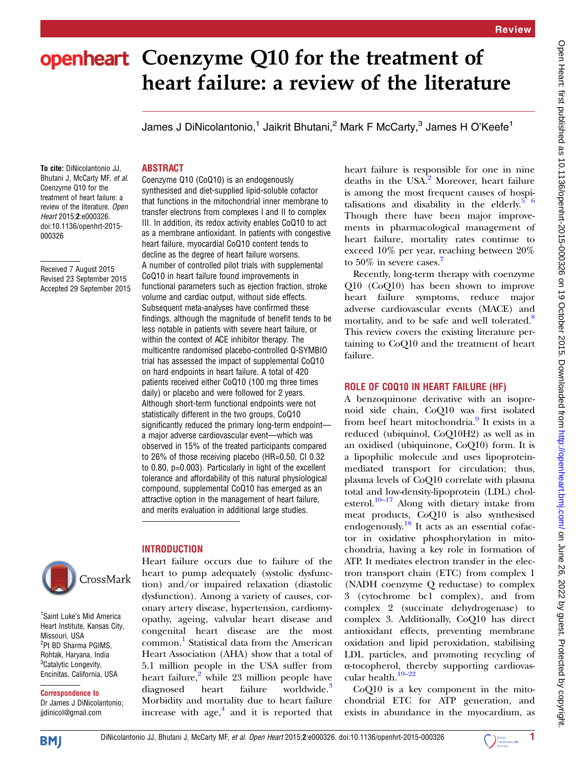Review

# Coenzyme Q10 for the treatment of heart failure: a review of the literature

James J DiNicolantonio,[1] Jaikrit Bhutani,[2] Mark F McCarty,[3] James H O'Keefe[1]

To cite: DiNicolantonio JJ, Bhutani J, McCarty MF, *et al.* Coenzyme Q10 for the treatment of heart failure: a review of the literature. *Open Heart* 2015;**2**:e000326. doi:10.1136/openhrt-2015-000326

Received 7 August 2015
Revised 23 September 2015
Accepted 29 September 2015

[1]Saint Luke's Mid America Heart Institute, Kansas City, Missouri, USA
[2]Pt BD Sharma PGIMS, Rohtak, Haryana, India
[3]Catalytic Longevity, Encinitas, California, USA

**Correspondence to**
Dr James J DiNicolantonio; jjdinicol@gmail.com

## ABSTRACT

Coenzyme Q10 (CoQ10) is an endogenously synthesised and diet-supplied lipid-soluble cofactor that functions in the mitochondrial inner membrane to transfer electrons from complexes I and II to complex III. In addition, its redox activity enables CoQ10 to act as a membrane antioxidant. In patients with congestive heart failure, myocardial CoQ10 content tends to decline as the degree of heart failure worsens. A number of controlled pilot trials with supplemental CoQ10 in heart failure found improvements in functional parameters such as ejection fraction, stroke volume and cardiac output, without side effects. Subsequent meta-analyses have confirmed these findings, although the magnitude of benefit tends to be less notable in patients with severe heart failure, or within the context of ACE inhibitor therapy. The multicentre randomised placebo-controlled Q-SYMBIO trial has assessed the impact of supplemental CoQ10 on hard endpoints in heart failure. A total of 420 patients received either CoQ10 (100 mg three times daily) or placebo and were followed for 2 years. Although short-term functional endpoints were not statistically different in the two groups, CoQ10 significantly reduced the primary long-term endpoint—a major adverse cardiovascular event—which was observed in 15% of the treated participants compared to 26% of those receiving placebo (HR=0.50, CI 0.32 to 0.80, p=0.003). Particularly in light of the excellent tolerance and affordability of this natural physiological compound, supplemental CoQ10 has emerged as an attractive option in the management of heart failure, and merits evaluation in additional large studies.

## INTRODUCTION

Heart failure occurs due to failure of the heart to pump adequately (systolic dysfunction) and/or impaired relaxation (diastolic dysfunction). Among a variety of causes, coronary artery disease, hypertension, cardiomyopathy, ageing, valvular heart disease and congenital heart disease are the most common.[1] Statistical data from the American Heart Association (AHA) show that a total of 5.1 million people in the USA suffer from heart failure,[2] while 23 million people have diagnosed heart failure worldwide.[3] Morbidity and mortality due to heart failure increase with age,[4] and it is reported that heart failure is responsible for one in nine deaths in the USA.[2] Moreover, heart failure is among the most frequent causes of hospitalisations and disability in the elderly.[5 6] Though there have been major improvements in pharmacological management of heart failure, mortality rates continue to exceed 10% per year, reaching between 20% to 50% in severe cases.[7]

Recently, long-term therapy with coenzyme Q10 (CoQ10) has been shown to improve heart failure symptoms, reduce major adverse cardiovascular events (MACE) and mortality, and to be safe and well tolerated.[8] This review covers the existing literature pertaining to CoQ10 and the treatment of heart failure.

## ROLE OF COQ10 IN HEART FAILURE (HF)

A benzoquinone derivative with an isoprenoid side chain, CoQ10 was first isolated from beef heart mitochondria.[9] It exists in a reduced (ubiquinol, CoQ10H2) as well as in an oxidised (ubiquinone, CoQ10) form. It is a lipophilic molecule and uses lipoprotein-mediated transport for circulation; thus, plasma levels of CoQ10 correlate with plasma total and low-density-lipoprotein (LDL) cholesterol.[10–17] Along with dietary intake from meat products, CoQ10 is also synthesised endogenously.[18] It acts as an essential cofactor in oxidative phosphorylation in mitochondria, having a key role in formation of ATP. It mediates electron transfer in the electron transport chain (ETC) from complex 1 (NADH coenzyme Q reductase) to complex 3 (cytochrome bc1 complex), and from complex 2 (succinate dehydrogenase) to complex 3. Additionally, CoQ10 has direct antioxidant effects, preventing membrane oxidation and lipid peroxidation, stabilising LDL particles, and promoting recycling of α-tocopherol, thereby supporting cardiovascular health.[19–22]

CoQ10 is a key component in the mitochondrial ETC for ATP generation, and exists in abundance in the myocardium, as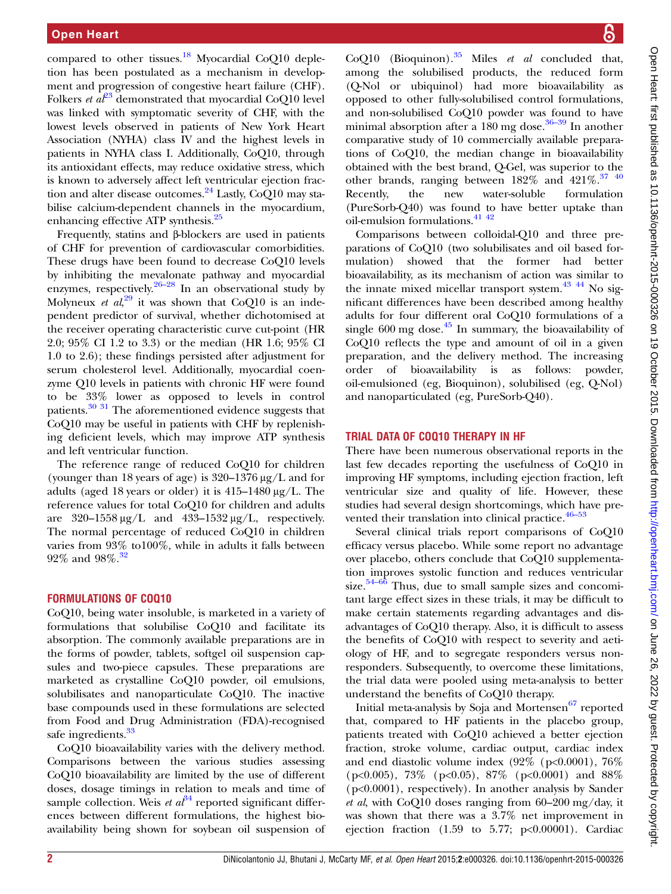compared to other tissues.[18] Myocardial CoQ10 depletion has been postulated as a mechanism in development and progression of congestive heart failure (CHF). Folkers *et al*[23] demonstrated that myocardial CoQ10 level was linked with symptomatic severity of CHF, with the lowest levels observed in patients of New York Heart Association (NYHA) class IV and the highest levels in patients in NYHA class I. Additionally, CoQ10, through its antioxidant effects, may reduce oxidative stress, which is known to adversely affect left ventricular ejection fraction and alter disease outcomes.[24] Lastly, CoQ10 may stabilise calcium-dependent channels in the myocardium, enhancing effective ATP synthesis.[25]

Frequently, statins and β-blockers are used in patients of CHF for prevention of cardiovascular comorbidities. These drugs have been found to decrease CoQ10 levels by inhibiting the mevalonate pathway and myocardial enzymes, respectively.[26–28] In an observational study by Molyneux *et al*,[29] it was shown that CoQ10 is an independent predictor of survival, whether dichotomised at the receiver operating characteristic curve cut-point (HR 2.0; 95% CI 1.2 to 3.3) or the median (HR 1.6; 95% CI 1.0 to 2.6); these findings persisted after adjustment for serum cholesterol level. Additionally, myocardial coenzyme Q10 levels in patients with chronic HF were found to be 33% lower as opposed to levels in control patients.[30 31] The aforementioned evidence suggests that CoQ10 may be useful in patients with CHF by replenishing deficient levels, which may improve ATP synthesis and left ventricular function.

The reference range of reduced CoQ10 for children (younger than 18 years of age) is 320–1376 µg/L and for adults (aged 18 years or older) it is 415–1480 µg/L. The reference values for total CoQ10 for children and adults are 320–1558 µg/L and 433–1532 µg/L, respectively. The normal percentage of reduced CoQ10 in children varies from 93% to100%, while in adults it falls between 92% and 98%.[32]

## FORMULATIONS OF COQ10

CoQ10, being water insoluble, is marketed in a variety of formulations that solubilise CoQ10 and facilitate its absorption. The commonly available preparations are in the forms of powder, tablets, softgel oil suspension capsules and two-piece capsules. These preparations are marketed as crystalline CoQ10 powder, oil emulsions, solubilisates and nanoparticulate CoQ10. The inactive base compounds used in these formulations are selected from Food and Drug Administration (FDA)-recognised safe ingredients.[33]

CoQ10 bioavailability varies with the delivery method. Comparisons between the various studies assessing CoQ10 bioavailability are limited by the use of different doses, dosage timings in relation to meals and time of sample collection. Weis *et al*[34] reported significant differences between different formulations, the highest bioavailability being shown for soybean oil suspension of CoQ10 (Bioquinon).[35] Miles *et al* concluded that, among the solubilised products, the reduced form (Q-Nol or ubiquinol) had more bioavailability as opposed to other fully-solubilised control formulations, and non-solubilised CoQ10 powder was found to have minimal absorption after a 180 mg dose.[36–39] In another comparative study of 10 commercially available preparations of CoQ10, the median change in bioavailability obtained with the best brand, Q-Gel, was superior to the other brands, ranging between 182% and 421%.[37 40] Recently, the new water-soluble formulation (PureSorb-Q40) was found to have better uptake than oil-emulsion formulations.[41 42]

Comparisons between colloidal-Q10 and three preparations of CoQ10 (two solubilisates and oil based formulation) showed that the former had better bioavailability, as its mechanism of action was similar to the innate mixed micellar transport system.[43 44] No significant differences have been described among healthy adults for four different oral CoQ10 formulations of a single 600 mg dose.[45] In summary, the bioavailability of CoQ10 reflects the type and amount of oil in a given preparation, and the delivery method. The increasing order of bioavailability is as follows: powder, oil-emulsioned (eg, Bioquinon), solubilised (eg, Q-Nol) and nanoparticulated (eg, PureSorb-Q40).

## TRIAL DATA OF COQ10 THERAPY IN HF

There have been numerous observational reports in the last few decades reporting the usefulness of CoQ10 in improving HF symptoms, including ejection fraction, left ventricular size and quality of life. However, these studies had several design shortcomings, which have prevented their translation into clinical practice.[46–53]

Several clinical trials report comparisons of CoQ10 efficacy versus placebo. While some report no advantage over placebo, others conclude that CoQ10 supplementation improves systolic function and reduces ventricular size.[54–66] Thus, due to small sample sizes and concomitant large effect sizes in these trials, it may be difficult to make certain statements regarding advantages and disadvantages of CoQ10 therapy. Also, it is difficult to assess the benefits of CoQ10 with respect to severity and aetiology of HF, and to segregate responders versus non-responders. Subsequently, to overcome these limitations, the trial data were pooled using meta-analysis to better understand the benefits of CoQ10 therapy.

Initial meta-analysis by Soja and Mortensen[67] reported that, compared to HF patients in the placebo group, patients treated with CoQ10 achieved a better ejection fraction, stroke volume, cardiac output, cardiac index and end diastolic volume index (92% ($p<0.0001$), 76% ($p<0.005$), 73% ($p<0.05$), 87% ($p<0.0001$) and 88% ($p<0.0001$), respectively). In another analysis by Sander *et al*, with CoQ10 doses ranging from 60–200 mg/day, it was shown that there was a 3.7% net improvement in ejection fraction (1.59 to 5.77; $p<0.00001$). Cardiac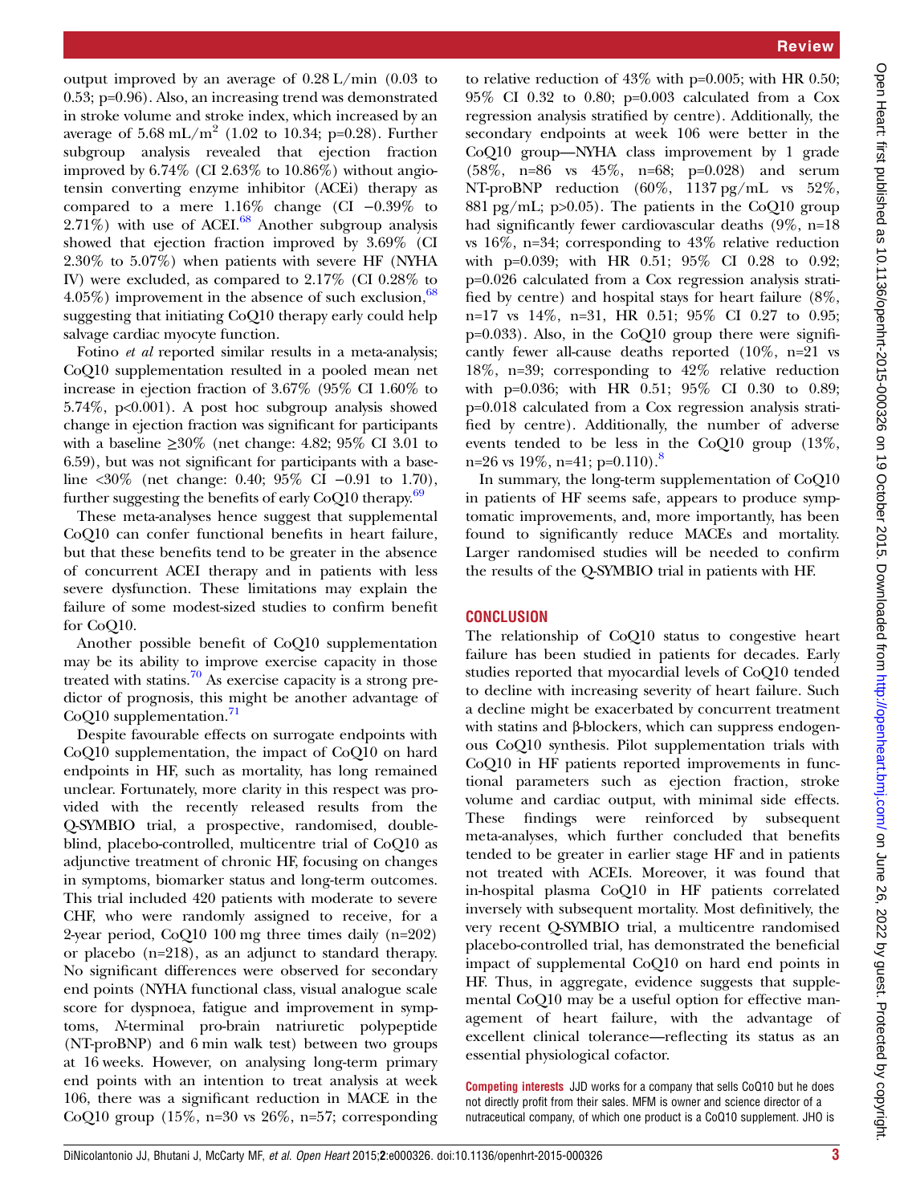output improved by an average of 0.28 L/min (0.03 to 0.53; p=0.96). Also, an increasing trend was demonstrated in stroke volume and stroke index, which increased by an average of 5.68 mL/$m^2$ (1.02 to 10.34; p=0.28). Further subgroup analysis revealed that ejection fraction improved by 6.74% (CI 2.63% to 10.86%) without angiotensin converting enzyme inhibitor (ACEi) therapy as compared to a mere 1.16% change (CI −0.39% to 2.71%) with use of ACEI.[68] Another subgroup analysis showed that ejection fraction improved by 3.69% (CI 2.30% to 5.07%) when patients with severe HF (NYHA IV) were excluded, as compared to 2.17% (CI 0.28% to 4.05%) improvement in the absence of such exclusion,[68] suggesting that initiating CoQ10 therapy early could help salvage cardiac myocyte function.

Fotino *et al* reported similar results in a meta-analysis; CoQ10 supplementation resulted in a pooled mean net increase in ejection fraction of 3.67% (95% CI 1.60% to 5.74%, p<0.001). A post hoc subgroup analysis showed change in ejection fraction was significant for participants with a baseline ≥30% (net change: 4.82; 95% CI 3.01 to 6.59), but was not significant for participants with a baseline <30% (net change: 0.40; 95% CI −0.91 to 1.70), further suggesting the benefits of early CoQ10 therapy.[69]

These meta-analyses hence suggest that supplemental CoQ10 can confer functional benefits in heart failure, but that these benefits tend to be greater in the absence of concurrent ACEI therapy and in patients with less severe dysfunction. These limitations may explain the failure of some modest-sized studies to confirm benefit for CoQ10.

Another possible benefit of CoQ10 supplementation may be its ability to improve exercise capacity in those treated with statins.[70] As exercise capacity is a strong predictor of prognosis, this might be another advantage of CoQ10 supplementation.[71]

Despite favourable effects on surrogate endpoints with CoQ10 supplementation, the impact of CoQ10 on hard endpoints in HF, such as mortality, has long remained unclear. Fortunately, more clarity in this respect was provided with the recently released results from the Q-SYMBIO trial, a prospective, randomised, double-blind, placebo-controlled, multicentre trial of CoQ10 as adjunctive treatment of chronic HF, focusing on changes in symptoms, biomarker status and long-term outcomes. This trial included 420 patients with moderate to severe CHF, who were randomly assigned to receive, for a 2-year period, CoQ10 100 mg three times daily (n=202) or placebo (n=218), as an adjunct to standard therapy. No significant differences were observed for secondary end points (NYHA functional class, visual analogue scale score for dyspnoea, fatigue and improvement in symptoms, *N*-terminal pro-brain natriuretic polypeptide (NT-proBNP) and 6 min walk test) between two groups at 16 weeks. However, on analysing long-term primary end points with an intention to treat analysis at week 106, there was a significant reduction in MACE in the CoQ10 group (15%, n=30 vs 26%, n=57; corresponding to relative reduction of 43% with p=0.005; with HR 0.50; 95% CI 0.32 to 0.80; p=0.003 calculated from a Cox regression analysis stratified by centre). Additionally, the secondary endpoints at week 106 were better in the CoQ10 group—NYHA class improvement by 1 grade (58%, n=86 vs 45%, n=68; p=0.028) and serum NT-proBNP reduction (60%, 1137 pg/mL vs 52%, 881 pg/mL; p>0.05). The patients in the CoQ10 group had significantly fewer cardiovascular deaths (9%, n=18 vs 16%, n=34; corresponding to 43% relative reduction with p=0.039; with HR 0.51; 95% CI 0.28 to 0.92; p=0.026 calculated from a Cox regression analysis stratified by centre) and hospital stays for heart failure (8%, n=17 vs 14%, n=31, HR 0.51; 95% CI 0.27 to 0.95; p=0.033). Also, in the CoQ10 group there were significantly fewer all-cause deaths reported (10%, n=21 vs 18%, n=39; corresponding to 42% relative reduction with p=0.036; with HR 0.51; 95% CI 0.30 to 0.89; p=0.018 calculated from a Cox regression analysis stratified by centre). Additionally, the number of adverse events tended to be less in the CoQ10 group (13%, n=26 vs 19%, n=41; p=0.110).[8]

In summary, the long-term supplementation of CoQ10 in patients of HF seems safe, appears to produce symptomatic improvements, and, more importantly, has been found to significantly reduce MACEs and mortality. Larger randomised studies will be needed to confirm the results of the Q-SYMBIO trial in patients with HF.

## CONCLUSION

The relationship of CoQ10 status to congestive heart failure has been studied in patients for decades. Early studies reported that myocardial levels of CoQ10 tended to decline with increasing severity of heart failure. Such a decline might be exacerbated by concurrent treatment with statins and β-blockers, which can suppress endogenous CoQ10 synthesis. Pilot supplementation trials with CoQ10 in HF patients reported improvements in functional parameters such as ejection fraction, stroke volume and cardiac output, with minimal side effects. These findings were reinforced by subsequent meta-analyses, which further concluded that benefits tended to be greater in earlier stage HF and in patients not treated with ACEIs. Moreover, it was found that in-hospital plasma CoQ10 in HF patients correlated inversely with subsequent mortality. Most definitively, the very recent Q-SYMBIO trial, a multicentre randomised placebo-controlled trial, has demonstrated the beneficial impact of supplemental CoQ10 on hard end points in HF. Thus, in aggregate, evidence suggests that supplemental CoQ10 may be a useful option for effective management of heart failure, with the advantage of excellent clinical tolerance—reflecting its status as an essential physiological cofactor.

**Competing interests** JJD works for a company that sells CoQ10 but he does not directly profit from their sales. MFM is owner and science director of a nutraceutical company, of which one product is a CoQ10 supplement. JHO is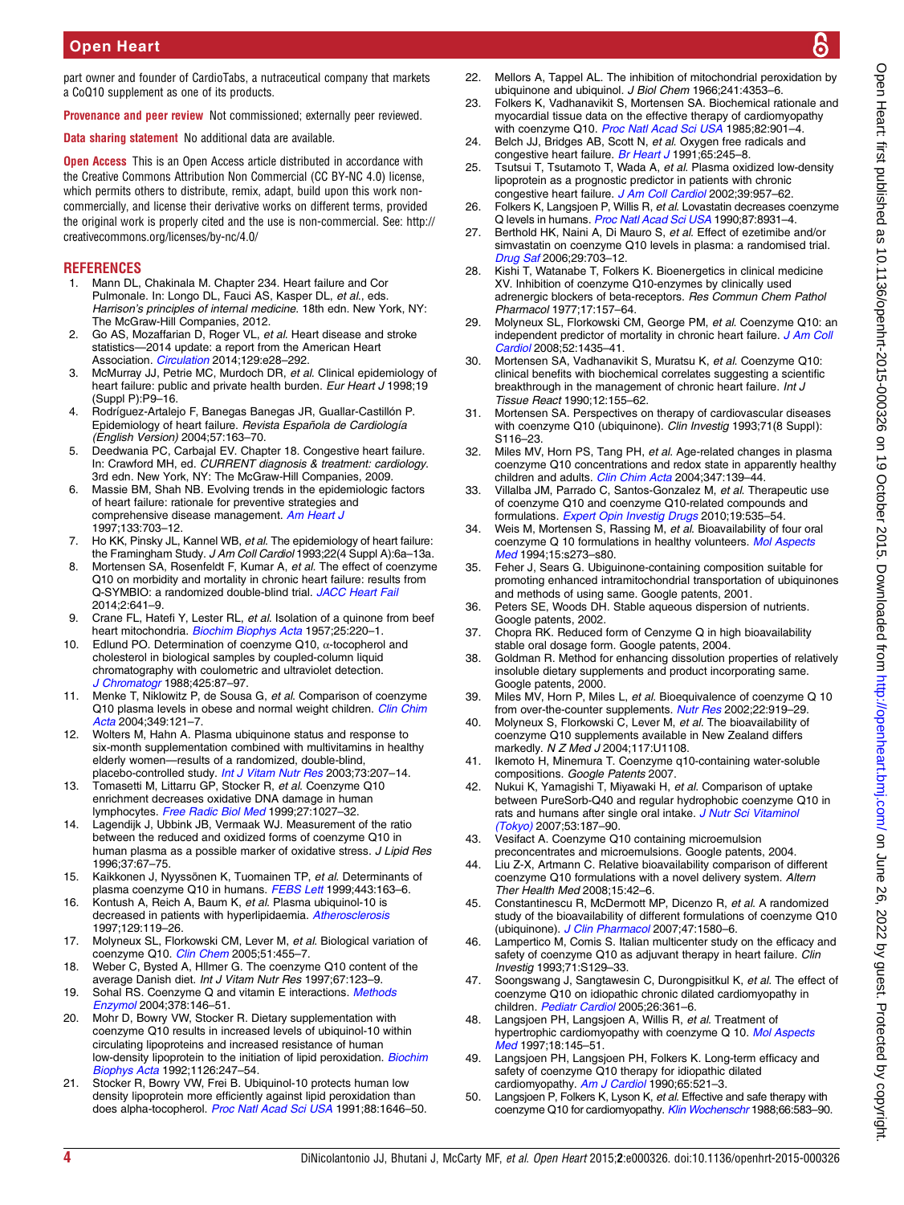part owner and founder of CardioTabs, a nutraceutical company that markets a CoQ10 supplement as one of its products.

**Provenance and peer review** Not commissioned; externally peer reviewed.

**Data sharing statement** No additional data are available.

**Open Access** This is an Open Access article distributed in accordance with the Creative Commons Attribution Non Commercial (CC BY-NC 4.0) license, which permits others to distribute, remix, adapt, build upon this work non-commercially, and license their derivative works on different terms, provided the original work is properly cited and the use is non-commercial. See: http://creativecommons.org/licenses/by-nc/4.0/

## REFERENCES

1. Mann DL, Chakinala M. Chapter 234. Heart failure and Cor Pulmonale. In: Longo DL, Fauci AS, Kasper DL, *et al*., eds. *Harrison's principles of internal medicine*. 18th edn. New York, NY: The McGraw-Hill Companies, 2012.
2. Go AS, Mozaffarian D, Roger VL, *et al*. Heart disease and stroke statistics—2014 update: a report from the American Heart Association. *Circulation* 2014;129:e28–292.
3. McMurray JJ, Petrie MC, Murdoch DR, *et al*. Clinical epidemiology of heart failure: public and private health burden. *Eur Heart J* 1998;19 (Suppl P):P9–16.
4. Rodríguez-Artalejo F, Banegas Banegas JR, Guallar-Castillón P. Epidemiology of heart failure. *Revista Española de Cardiología (English Version)* 2004;57:163–70.
5. Deedwania PC, Carbajal EV. Chapter 18. Congestive heart failure. In: Crawford MH, ed. *CURRENT diagnosis & treatment: cardiology*. 3rd edn. New York, NY: The McGraw-Hill Companies, 2009.
6. Massie BM, Shah NB. Evolving trends in the epidemiologic factors of heart failure: rationale for preventive strategies and comprehensive disease management. *Am Heart J* 1997;133:703–12.
7. Ho KK, Pinsky JL, Kannel WB, *et al*. The epidemiology of heart failure: the Framingham Study. *J Am Coll Cardiol* 1993;22(4 Suppl A):6a–13a.
8. Mortensen SA, Rosenfeldt F, Kumar A, *et al*. The effect of coenzyme Q10 on morbidity and mortality in chronic heart failure: results from Q-SYMBIO: a randomized double-blind trial. *JACC Heart Fail* 2014;2:641–9.
9. Crane FL, Hatefi Y, Lester RL, *et al*. Isolation of a quinone from beef heart mitochondria. *Biochim Biophys Acta* 1957;25:220–1.
10. Edlund PO. Determination of coenzyme Q10, α-tocopherol and cholesterol in biological samples by coupled-column liquid chromatography with coulometric and ultraviolet detection. *J Chromatogr* 1988;425:87–97.
11. Menke T, Niklowitz P, de Sousa G, *et al*. Comparison of coenzyme Q10 plasma levels in obese and normal weight children. *Clin Chim Acta* 2004;349:121–7.
12. Wolters M, Hahn A. Plasma ubiquinone status and response to six-month supplementation combined with multivitamins in healthy elderly women—results of a randomized, double-blind, placebo-controlled study. *Int J Vitam Nutr Res* 2003;73:207–14.
13. Tomasetti M, Littarru GP, Stocker R, *et al*. Coenzyme Q10 enrichment decreases oxidative DNA damage in human lymphocytes. *Free Radic Biol Med* 1999;27:1027–32.
14. Lagendijk J, Ubbink JB, Vermaak WJ. Measurement of the ratio between the reduced and oxidized forms of coenzyme Q10 in human plasma as a possible marker of oxidative stress. *J Lipid Res* 1996;37:67–75.
15. Kaikkonen J, Nyyssönen K, Tuomainen TP, *et al*. Determinants of plasma coenzyme Q10 in humans. *FEBS Lett* 1999;443:163–6.
16. Kontush A, Reich A, Baum K, *et al*. Plasma ubiquinol-10 is decreased in patients with hyperlipidaemia. *Atherosclerosis* 1997;129:119–26.
17. Molyneux SL, Florkowski CM, Lever M, *et al*. Biological variation of coenzyme Q10. *Clin Chem* 2005;51:455–7.
18. Weber C, Bysted A, Hllmer G. The coenzyme Q10 content of the average Danish diet. *Int J Vitam Nutr Res* 1997;67:123–9.
19. Sohal RS. Coenzyme Q and vitamin E interactions. *Methods Enzymol* 2004;378:146–51.
20. Mohr D, Bowry VW, Stocker R. Dietary supplementation with coenzyme Q10 results in increased levels of ubiquinol-10 within circulating lipoproteins and increased resistance of human low-density lipoprotein to the initiation of lipid peroxidation. *Biochim Biophys Acta* 1992;1126:247–54.
21. Stocker R, Bowry VW, Frei B. Ubiquinol-10 protects human low density lipoprotein more efficiently against lipid peroxidation than does alpha-tocopherol. *Proc Natl Acad Sci USA* 1991;88:1646–50.
22. Mellors A, Tappel AL. The inhibition of mitochondrial peroxidation by ubiquinone and ubiquinol. *J Biol Chem* 1966;241:4353–6.
23. Folkers K, Vadhanavikit S, Mortensen SA. Biochemical rationale and myocardial tissue data on the effective therapy of cardiomyopathy with coenzyme Q10. *Proc Natl Acad Sci USA* 1985;82:901–4.
24. Belch JJ, Bridges AB, Scott N, *et al*. Oxygen free radicals and congestive heart failure. *Br Heart J* 1991;65:245–8.
25. Tsutsui T, Tsutamoto T, Wada A, *et al*. Plasma oxidized low-density lipoprotein as a prognostic predictor in patients with chronic congestive heart failure. *J Am Coll Cardiol* 2002;39:957–62.
26. Folkers K, Langsjoen P, Willis R, *et al*. Lovastatin decreases coenzyme Q levels in humans. *Proc Natl Acad Sci USA* 1990;87:8931–4.
27. Berthold HK, Naini A, Di Mauro S, *et al*. Effect of ezetimibe and/or simvastatin on coenzyme Q10 levels in plasma: a randomised trial. *Drug Saf* 2006;29:703–12.
28. Kishi T, Watanabe T, Folkers K. Bioenergetics in clinical medicine XV. Inhibition of coenzyme Q10-enzymes by clinically used adrenergic blockers of beta-receptors. *Res Commun Chem Pathol Pharmacol* 1977;17:157–64.
29. Molyneux SL, Florkowski CM, George PM, *et al*. Coenzyme Q10: an independent predictor of mortality in chronic heart failure. *J Am Coll Cardiol* 2008;52:1435–41.
30. Mortensen SA, Vadhanavikit S, Muratsu K, *et al*. Coenzyme Q10: clinical benefits with biochemical correlates suggesting a scientific breakthrough in the management of chronic heart failure. *Int J Tissue React* 1990;12:155–62.
31. Mortensen SA. Perspectives on therapy of cardiovascular diseases with coenzyme Q10 (ubiquinone). *Clin Investig* 1993;71(8 Suppl): S116–23.
32. Miles MV, Horn PS, Tang PH, *et al*. Age-related changes in plasma coenzyme Q10 concentrations and redox state in apparently healthy children and adults. *Clin Chim Acta* 2004;347:139–44.
33. Villalba JM, Parrado C, Santos-Gonzalez M, *et al*. Therapeutic use of coenzyme Q10 and coenzyme Q10-related compounds and formulations. *Expert Opin Investig Drugs* 2010;19:535–54.
34. Weis M, Mortensen S, Rassing M, *et al*. Bioavailability of four oral coenzyme Q 10 formulations in healthy volunteers. *Mol Aspects Med* 1994;15:s273–s80.
35. Feher J, Sears G. Ubiguinone-containing composition suitable for promoting enhanced intramitochondrial transportation of ubiquinones and methods of using same. Google patents, 2001.
36. Peters SE, Woods DH. Stable aqueous dispersion of nutrients. Google patents, 2002.
37. Chopra RK. Reduced form of Cenzyme Q in high bioavailability stable oral dosage form. Google patents, 2004.
38. Goldman R. Method for enhancing dissolution properties of relatively insoluble dietary supplements and product incorporating same. Google patents, 2000.
39. Miles MV, Horn P, Miles L, *et al*. Bioequivalence of coenzyme Q 10 from over-the-counter supplements. *Nutr Res* 2002;22:919–29.
40. Molyneux S, Florkowski C, Lever M, *et al*. The bioavailability of coenzyme Q10 supplements available in New Zealand differs markedly. *N Z Med J* 2004;117:U1108.
41. Ikemoto H, Minemura T. Coenzyme q10-containing water-soluble compositions. *Google Patents* 2007.
42. Nukui K, Yamagishi T, Miyawaki H, *et al*. Comparison of uptake between PureSorb-Q40 and regular hydrophobic coenzyme Q10 in rats and humans after single oral intake. *J Nutr Sci Vitaminol (Tokyo)* 2007;53:187–90.
43. Vesifact A. Coenzyme Q10 containing microemulsion preconcentrates and microemulsions. Google patents, 2004.
44. Liu Z-X, Artmann C. Relative bioavailability comparison of different coenzyme Q10 formulations with a novel delivery system. *Altern Ther Health Med* 2008;15:42–6.
45. Constantinescu R, McDermott MP, Dicenzo R, *et al*. A randomized study of the bioavailability of different formulations of coenzyme Q10 (ubiquinone). *J Clin Pharmacol* 2007;47:1580–6.
46. Lampertico M, Comis S. Italian multicenter study on the efficacy and safety of coenzyme Q10 as adjuvant therapy in heart failure. *Clin Investig* 1993;71:S129–33.
47. Soongswang J, Sangtawesin C, Durongpisitkul K, *et al*. The effect of coenzyme Q10 on idiopathic chronic dilated cardiomyopathy in children. *Pediatr Cardiol* 2005;26:361–6.
48. Langsjoen PH, Langsjoen A, Willis R, *et al*. Treatment of hypertrophic cardiomyopathy with coenzyme Q 10. *Mol Aspects Med* 1997;18:145–51.
49. Langsjoen PH, Langsjoen PH, Folkers K. Long-term efficacy and safety of coenzyme Q10 therapy for idiopathic dilated cardiomyopathy. *Am J Cardiol* 1990;65:521–3.
50. Langsjoen P, Folkers K, Lyson K, *et al*. Effective and safe therapy with coenzyme Q10 for cardiomyopathy. *Klin Wochenschr* 1988;66:583–90.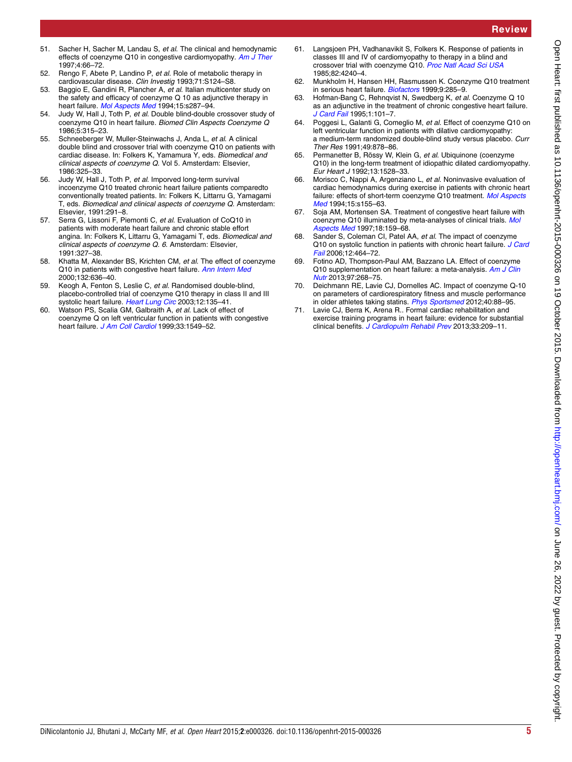51. Sacher H, Sacher M, Landau S, *et al.* The clinical and hemodynamic effects of coenzyme Q10 in congestive cardiomyopathy. *Am J Ther* 1997;4:66–72.
52. Rengo F, Abete P, Landino P, *et al.* Role of metabolic therapy in cardiovascular disease. *Clin Investig* 1993;71:S124–S8.
53. Baggio E, Gandini R, Plancher A, *et al.* Italian multicenter study on the safety and efficacy of coenzyme Q 10 as adjunctive therapy in heart failure. *Mol Aspects Med* 1994;15:s287–94.
54. Judy W, Hall J, Toth P, *et al.* Double blind-double crossover study of coenzyme Q10 in heart failure. *Biomed Clin Aspects Coenzyme Q* 1986;5:315–23.
55. Schneeberger W, Muller-Steinwachs J, Anda L, *et al.* A clinical double blind and crossover trial with coenzyme Q10 on patients with cardiac disease. In: Folkers K, Yamamura Y, eds. *Biomedical and clinical aspects of coenzyme Q.* Vol 5. Amsterdam: Elsevier, 1986:325–33.
56. Judy W, Hall J, Toth P, *et al.* Imporved long-term survival incoenzyme Q10 treated chronic heart failure patients comparedto conventionally treated patients. In: Folkers K, Littarru G, Yamagami T, eds. *Biomedical and clinical aspects of coenzyme Q.* Amsterdam: Elsevier, 1991:291–8.
57. Serra G, Lissoni F, Piemonti C, *et al.* Evaluation of CoQ10 in patients with moderate heart failure and chronic stable effort angina. In: Folkers K, Littarru G, Yamagami T, eds. *Biomedical and clinical aspects of coenzyme Q. 6.* Amsterdam: Elsevier, 1991:327–38.
58. Khatta M, Alexander BS, Krichten CM, *et al.* The effect of coenzyme Q10 in patients with congestive heart failure. *Ann Intern Med* 2000;132:636–40.
59. Keogh A, Fenton S, Leslie C, *et al.* Randomised double-blind, placebo-controlled trial of coenzyme Q10 therapy in class II and III systolic heart failure. *Heart Lung Circ* 2003;12:135–41.
60. Watson PS, Scalia GM, Galbraith A, *et al.* Lack of effect of coenzyme Q on left ventricular function in patients with congestive heart failure. *J Am Coll Cardiol* 1999;33:1549–52.
61. Langsjoen PH, Vadhanavikit S, Folkers K. Response of patients in classes III and IV of cardiomyopathy to therapy in a blind and crossover trial with coenzyme Q10. *Proc Natl Acad Sci USA* 1985;82:4240–4.
62. Munkholm H, Hansen HH, Rasmussen K. Coenzyme Q10 treatment in serious heart failure. *Biofactors* 1999;9:285–9.
63. Hofman-Bang C, Rehnqvist N, Swedberg K, *et al.* Coenzyme Q 10 as an adjunctive in the treatment of chronic congestive heart failure. *J Card Fail* 1995;1:101–7.
64. Poggesi L, Galanti G, Comeglio M, *et al.* Effect of coenzyme Q10 on left ventricular function in patients with dilative cardiomyopathy: a medium-term randomized double-blind study versus placebo. *Curr Ther Res* 1991;49:878–86.
65. Permanetter B, Rössy W, Klein G, *et al.* Ubiquinone (coenzyme Q10) in the long-term treatment of idiopathic dilated cardiomyopathy. *Eur Heart J* 1992;13:1528–33.
66. Morisco C, Nappi A, Argenziano L, *et al.* Noninvasive evaluation of cardiac hemodynamics during exercise in patients with chronic heart failure: effects of short-term coenzyme Q10 treatment. *Mol Aspects Med* 1994;15:s155–63.
67. Soja AM, Mortensen SA. Treatment of congestive heart failure with coenzyme Q10 illuminated by meta-analyses of clinical trials. *Mol Aspects Med* 1997;18:159–68.
68. Sander S, Coleman CI, Patel AA, *et al.* The impact of coenzyme Q10 on systolic function in patients with chronic heart failure. *J Card Fail* 2006;12:464–72.
69. Fotino AD, Thompson-Paul AM, Bazzano LA. Effect of coenzyme Q10 supplementation on heart failure: a meta-analysis. *Am J Clin Nutr* 2013;97:268–75.
70. Deichmann RE, Lavie CJ, Dornelles AC. Impact of coenzyme Q-10 on parameters of cardiorespiratory fitness and muscle performance in older athletes taking statins. *Phys Sportsmed* 2012;40:88–95.
71. Lavie CJ, Berra K, Arena R.. Formal cardiac rehabilitation and exercise training programs in heart failure: evidence for substantial clinical benefits. *J Cardiopulm Rehabil Prev* 2013;33:209–11.